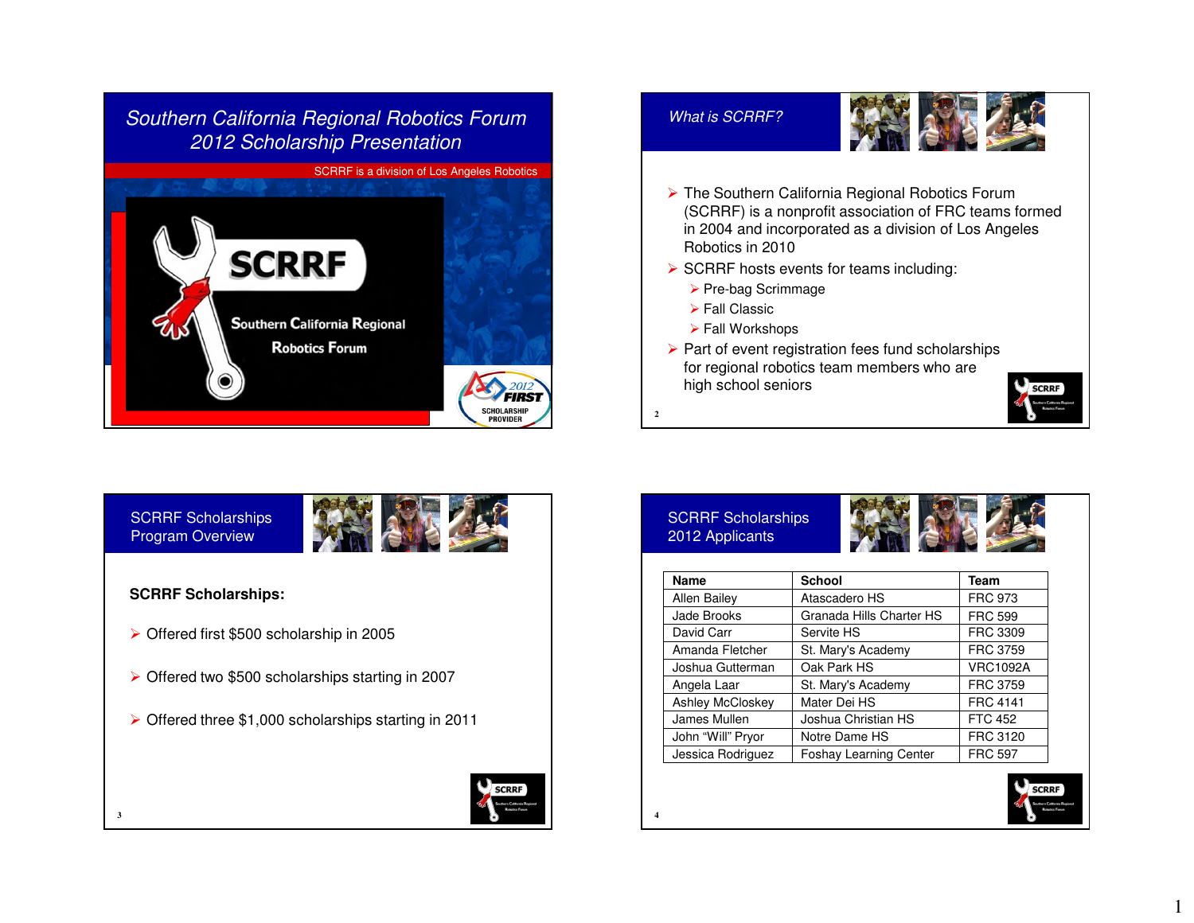# Southern California Regional Robotics Forum 2012 Scholarship Presentation

SCRRF is a division of Los Angeles Robotics

SCRRF

Southern California Regional Robotics Forum

2012 FIRST SCHOLARSHIP PROVIDER

## What is SCRRF?

- The Southern California Regional Robotics Forum (SCRRF) is a nonprofit association of FRC teams formed in 2004 and incorporated as a division of Los Angeles Robotics in 2010
- SCRRF hosts events for teams including:
  - Pre-bag Scrimmage
  - Fall Classic
  - Fall Workshops
- Part of event registration fees fund scholarships for regional robotics team members who are high school seniors

## SCRRF Scholarships Program Overview

**SCRRF Scholarships:**

- Offered first $500 scholarship in 2005
- Offered two $500 scholarships starting in 2007
- Offered three $1,000 scholarships starting in 2011

## SCRRF Scholarships 2012 Applicants

| Name | School | Team |
|---|---|---|
| Allen Bailey | Atascadero HS | FRC 973 |
| Jade Brooks | Granada Hills Charter HS | FRC 599 |
| David Carr | Servite HS | FRC 3309 |
| Amanda Fletcher | St. Mary's Academy | FRC 3759 |
| Joshua Gutterman | Oak Park HS | VRC1092A |
| Angela Laar | St. Mary's Academy | FRC 3759 |
| Ashley McCloskey | Mater Dei HS | FRC 4141 |
| James Mullen | Joshua Christian HS | FTC 452 |
| John "Will" Pryor | Notre Dame HS | FRC 3120 |
| Jessica Rodriguez | Foshay Learning Center | FRC 597 |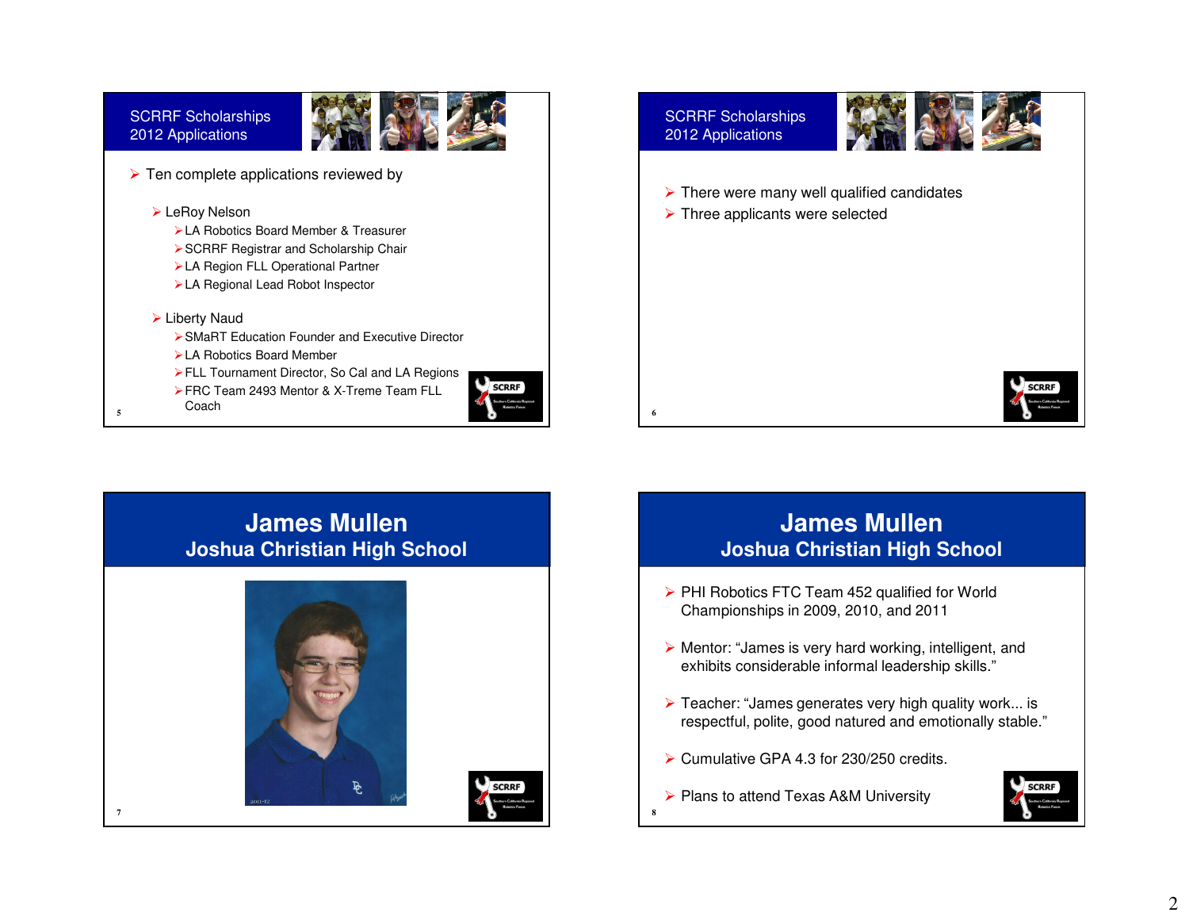## SCRRF Scholarships 2012 Applications

- Ten complete applications reviewed by
  - LeRoy Nelson
    - LA Robotics Board Member & Treasurer
    - SCRRF Registrar and Scholarship Chair
    - LA Region FLL Operational Partner
    - LA Regional Lead Robot Inspector
  - Liberty Naud
    - SMaRT Education Founder and Executive Director
    - LA Robotics Board Member
    - FLL Tournament Director, So Cal and LA Regions
    - FRC Team 2493 Mentor & X-Treme Team FLL Coach

## SCRRF Scholarships 2012 Applications

- There were many well qualified candidates
- Three applicants were selected

## James Mullen
### Joshua Christian High School

## James Mullen
### Joshua Christian High School

- PHI Robotics FTC Team 452 qualified for World Championships in 2009, 2010, and 2011
- Mentor: "James is very hard working, intelligent, and exhibits considerable informal leadership skills."
- Teacher: "James generates very high quality work... is respectful, polite, good natured and emotionally stable."
- Cumulative GPA 4.3 for 230/250 credits.
- Plans to attend Texas A&M University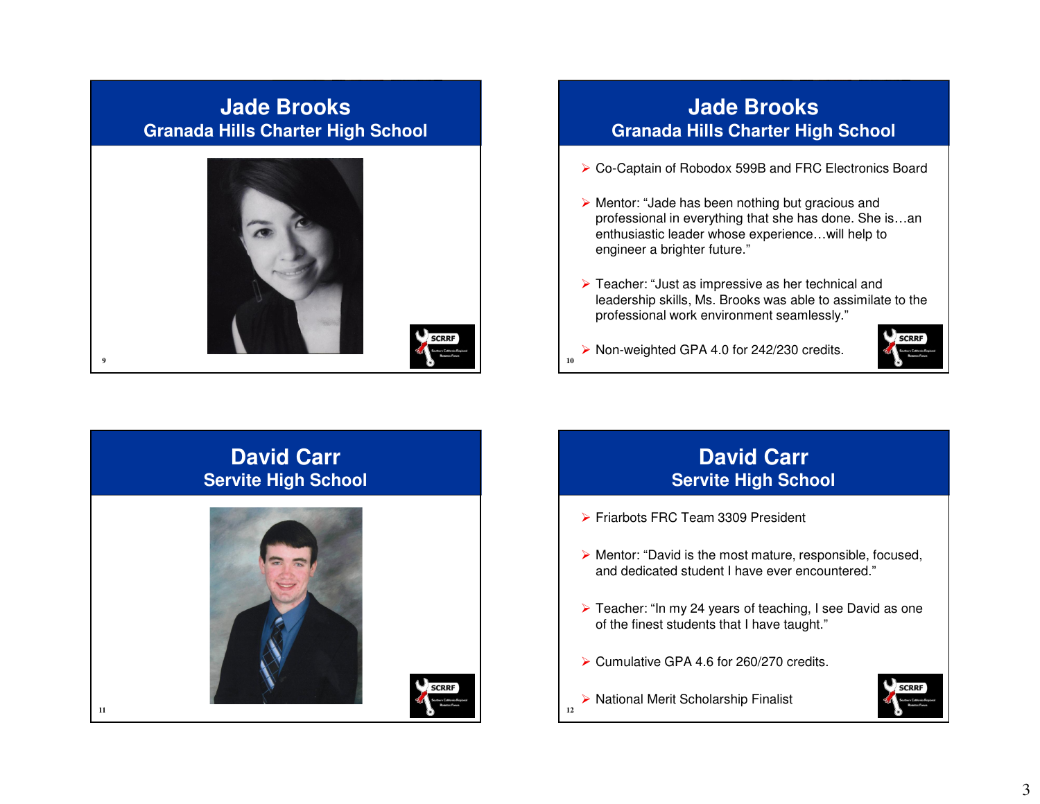## Jade Brooks
### Granada Hills Charter High School

## Jade Brooks
### Granada Hills Charter High School

- Co-Captain of Robodox 599B and FRC Electronics Board
- Mentor: "Jade has been nothing but gracious and professional in everything that she has done. She is…an enthusiastic leader whose experience…will help to engineer a brighter future."
- Teacher: "Just as impressive as her technical and leadership skills, Ms. Brooks was able to assimilate to the professional work environment seamlessly."
- Non-weighted GPA 4.0 for 242/230 credits.

## David Carr
### Servite High School

## David Carr
### Servite High School

- Friarbots FRC Team 3309 President
- Mentor: "David is the most mature, responsible, focused, and dedicated student I have ever encountered."
- Teacher: "In my 24 years of teaching, I see David as one of the finest students that I have taught."
- Cumulative GPA 4.6 for 260/270 credits.
- National Merit Scholarship Finalist